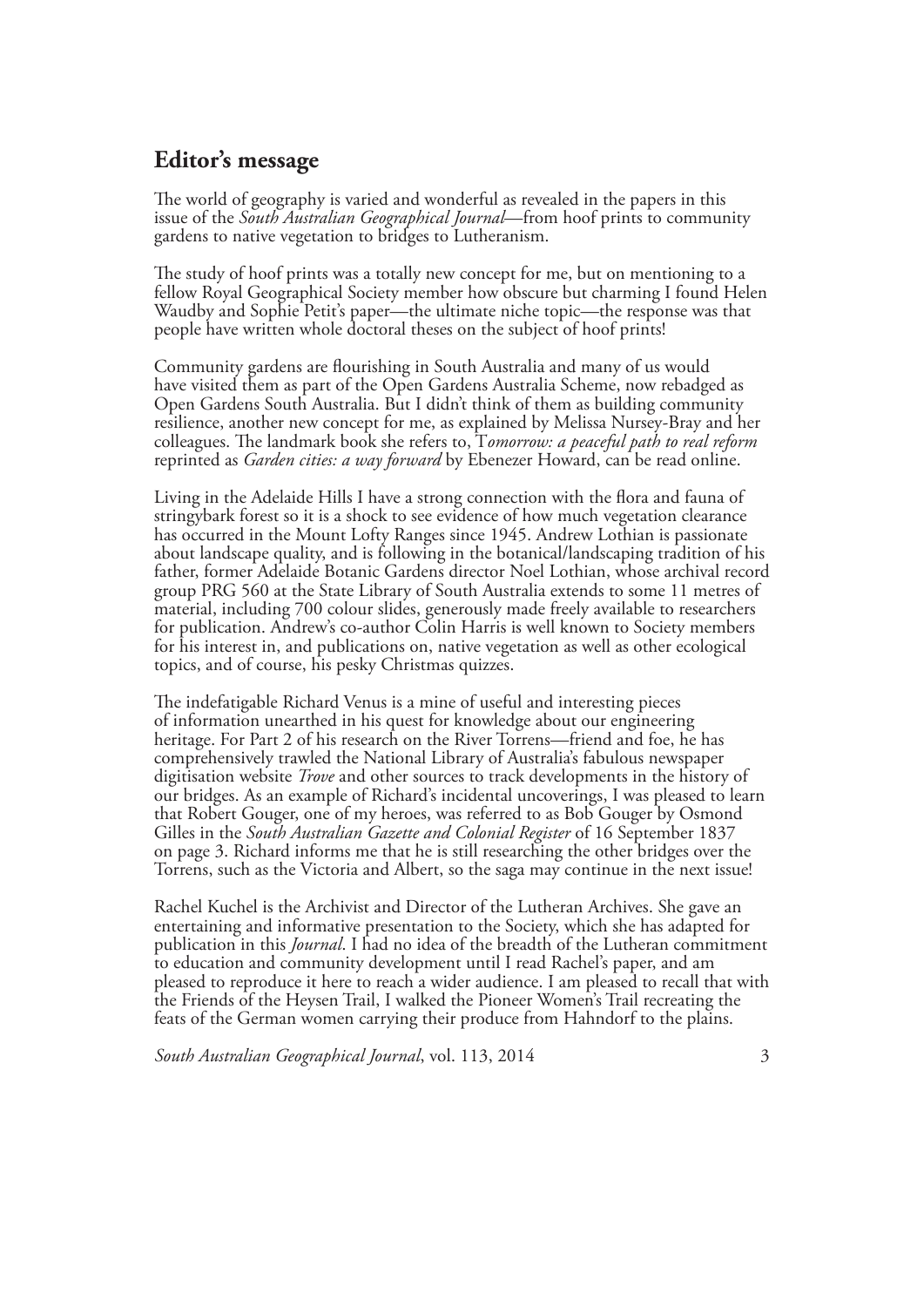## Editor's message

The world of geography is varied and wonderful as revealed in the papers in this issue of the *South Australian Geographical Journal*—from hoof prints to community gardens to native vegetation to bridges to Lutheranism.

The study of hoof prints was a totally new concept for me, but on mentioning to a fellow Royal Geographical Society member how obscure but charming I found Helen Waudby and Sophie Petit's paper—the ultimate niche topic—the response was that people have written whole doctoral theses on the subject of hoof prints!

Community gardens are flourishing in South Australia and many of us would have visited them as part of the Open Gardens Australia Scheme, now rebadged as Open Gardens South Australia. But I didn't think of them as building community resilience, another new concept for me, as explained by Melissa Nursey-Bray and her colleagues. The landmark book she refers to, T*omorrow: a peaceful path to real reform* reprinted as *Garden cities: a way forward* by Ebenezer Howard, can be read online.

Living in the Adelaide Hills I have a strong connection with the flora and fauna of stringybark forest so it is a shock to see evidence of how much vegetation clearance has occurred in the Mount Lofty Ranges since 1945. Andrew Lothian is passionate about landscape quality, and is following in the botanical/landscaping tradition of his father, former Adelaide Botanic Gardens director Noel Lothian, whose archival record group PRG 560 at the State Library of South Australia extends to some 11 metres of material, including 700 colour slides, generously made freely available to researchers for publication. Andrew's co-author Colin Harris is well known to Society members for his interest in, and publications on, native vegetation as well as other ecological topics, and of course, his pesky Christmas quizzes.

The indefatigable Richard Venus is a mine of useful and interesting pieces of information unearthed in his quest for knowledge about our engineering heritage. For Part 2 of his research on the River Torrens—friend and foe, he has comprehensively trawled the National Library of Australia's fabulous newspaper digitisation website *Trove* and other sources to track developments in the history of our bridges. As an example of Richard's incidental uncoverings, I was pleased to learn that Robert Gouger, one of my heroes, was referred to as Bob Gouger by Osmond Gilles in the *South Australian Gazette and Colonial Register* of 16 September 1837 on page 3. Richard informs me that he is still researching the other bridges over the Torrens, such as the Victoria and Albert, so the saga may continue in the next issue!

Rachel Kuchel is the Archivist and Director of the Lutheran Archives. She gave an entertaining and informative presentation to the Society, which she has adapted for publication in this *Journal*. I had no idea of the breadth of the Lutheran commitment to education and community development until I read Rachel's paper, and am pleased to reproduce it here to reach a wider audience. I am pleased to recall that with the Friends of the Heysen Trail, I walked the Pioneer Women's Trail recreating the feats of the German women carrying their produce from Hahndorf to the plains.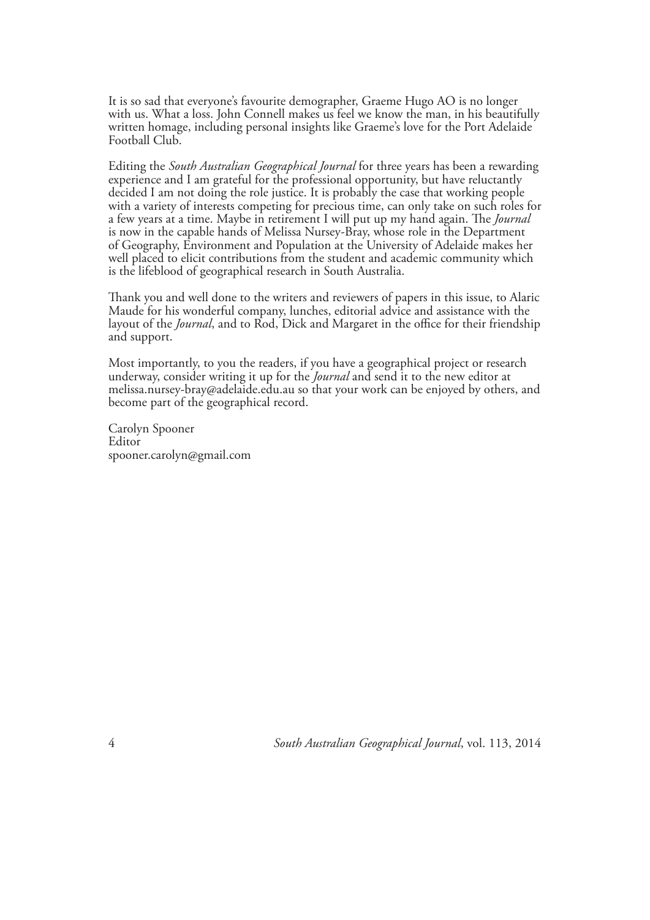It is so sad that everyone's favourite demographer, Graeme Hugo AO is no longer with us. What a loss. John Connell makes us feel we know the man, in his beautifully written homage, including personal insights like Graeme's love for the Port Adelaide Football Club.

Editing the *South Australian Geographical Journal* for three years has been a rewarding experience and I am grateful for the professional opportunity, but have reluctantly decided I am not doing the role justice. It is probably the case that working people with a variety of interests competing for precious time, can only take on such roles for a few years at a time. Maybe in retirement I will put up my hand again. The *Journal* is now in the capable hands of Melissa Nursey-Bray, whose role in the Department of Geography, Environment and Population at the University of Adelaide makes her well placed to elicit contributions from the student and academic community which is the lifeblood of geographical research in South Australia.

Thank you and well done to the writers and reviewers of papers in this issue, to Alaric Maude for his wonderful company, lunches, editorial advice and assistance with the layout of the *Journal*, and to Rod, Dick and Margaret in the office for their friendship and support.

Most importantly, to you the readers, if you have a geographical project or research underway, consider writing it up for the *Journal* and send it to the new editor at melissa.nursey-bray@adelaide.edu.au so that your work can be enjoyed by others, and become part of the geographical record.

Carolyn Spooner
Editor
spooner.carolyn@gmail.com